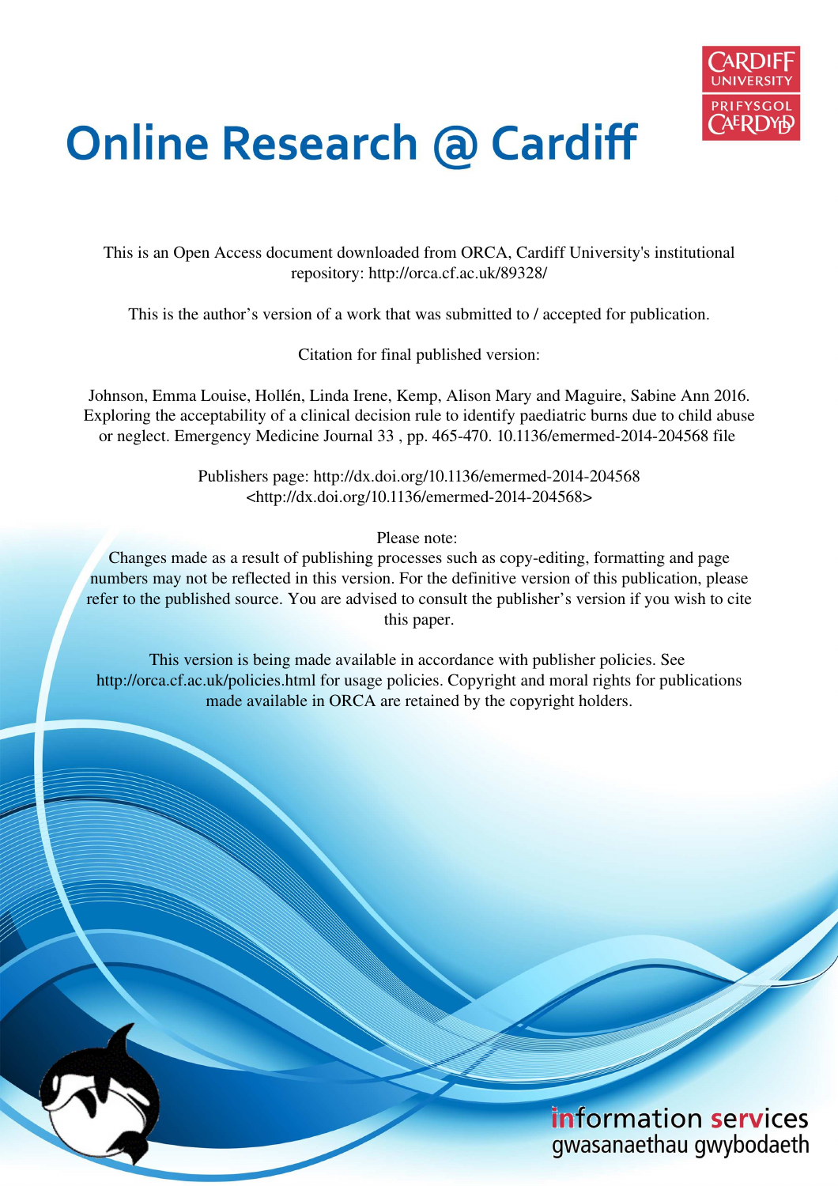# Online Research @ Cardiff

This is an Open Access document downloaded from ORCA, Cardiff University's institutional repository: http://orca.cf.ac.uk/89328/

This is the author's version of a work that was submitted to / accepted for publication.

Citation for final published version:

Johnson, Emma Louise, Hollén, Linda Irene, Kemp, Alison Mary and Maguire, Sabine Ann 2016. Exploring the acceptability of a clinical decision rule to identify paediatric burns due to child abuse or neglect. Emergency Medicine Journal 33 , pp. 465-470. 10.1136/emermed-2014-204568 file

Publishers page: http://dx.doi.org/10.1136/emermed-2014-204568 <http://dx.doi.org/10.1136/emermed-2014-204568>

Please note:
Changes made as a result of publishing processes such as copy-editing, formatting and page numbers may not be reflected in this version. For the definitive version of this publication, please refer to the published source. You are advised to consult the publisher's version if you wish to cite this paper.

This version is being made available in accordance with publisher policies. See http://orca.cf.ac.uk/policies.html for usage policies. Copyright and moral rights for publications made available in ORCA are retained by the copyright holders.

information services
gwasanaethau gwybodaeth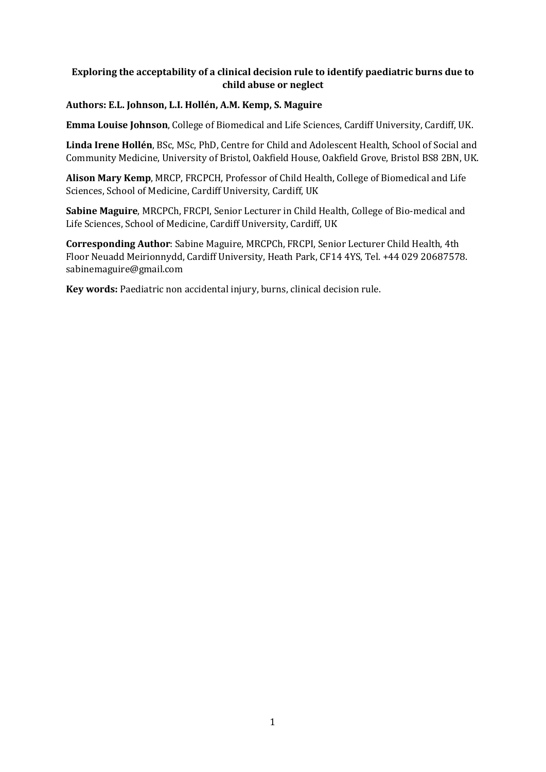**Exploring the acceptability of a clinical decision rule to identify paediatric burns due to child abuse or neglect**

**Authors: E.L. Johnson, L.I. Hollén, A.M. Kemp, S. Maguire**

**Emma Louise Johnson**, College of Biomedical and Life Sciences, Cardiff University, Cardiff, UK.

**Linda Irene Hollén**, BSc, MSc, PhD, Centre for Child and Adolescent Health, School of Social and Community Medicine, University of Bristol, Oakfield House, Oakfield Grove, Bristol BS8 2BN, UK.

**Alison Mary Kemp**, MRCP, FRCPCH, Professor of Child Health, College of Biomedical and Life Sciences, School of Medicine, Cardiff University, Cardiff, UK

**Sabine Maguire**, MRCPCh, FRCPI, Senior Lecturer in Child Health, College of Bio-medical and Life Sciences, School of Medicine, Cardiff University, Cardiff, UK

**Corresponding Author**: Sabine Maguire, MRCPCh, FRCPI, Senior Lecturer Child Health, 4th Floor Neuadd Meirionnydd, Cardiff University, Heath Park, CF14 4YS, Tel. +44 029 20687578. sabinemaguire@gmail.com

**Key words:** Paediatric non accidental injury, burns, clinical decision rule.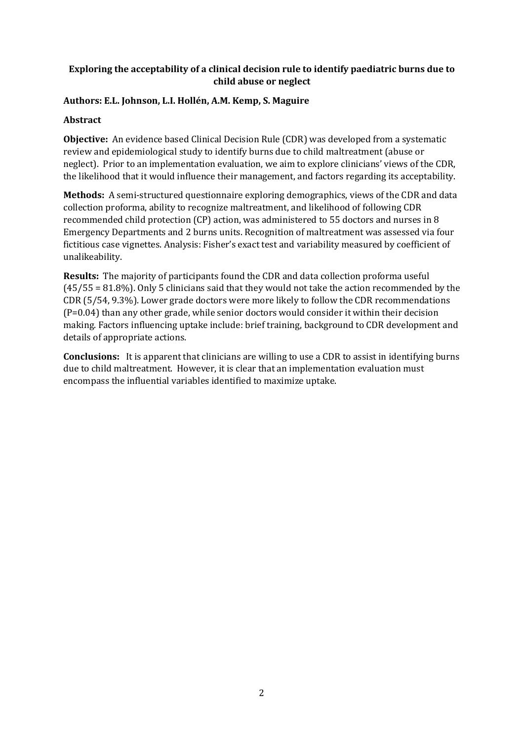**Exploring the acceptability of a clinical decision rule to identify paediatric burns due to child abuse or neglect**

**Authors: E.L. Johnson, L.I. Hollén, A.M. Kemp, S. Maguire**

**Abstract**

**Objective:** An evidence based Clinical Decision Rule (CDR) was developed from a systematic review and epidemiological study to identify burns due to child maltreatment (abuse or neglect). Prior to an implementation evaluation, we aim to explore clinicians' views of the CDR, the likelihood that it would influence their management, and factors regarding its acceptability.

**Methods:** A semi-structured questionnaire exploring demographics, views of the CDR and data collection proforma, ability to recognize maltreatment, and likelihood of following CDR recommended child protection (CP) action, was administered to 55 doctors and nurses in 8 Emergency Departments and 2 burns units. Recognition of maltreatment was assessed via four fictitious case vignettes. Analysis: Fisher's exact test and variability measured by coefficient of unalikeability.

**Results:** The majority of participants found the CDR and data collection proforma useful (45/55 = 81.8%). Only 5 clinicians said that they would not take the action recommended by the CDR (5/54, 9.3%). Lower grade doctors were more likely to follow the CDR recommendations (P=0.04) than any other grade, while senior doctors would consider it within their decision making. Factors influencing uptake include: brief training, background to CDR development and details of appropriate actions.

**Conclusions:** It is apparent that clinicians are willing to use a CDR to assist in identifying burns due to child maltreatment. However, it is clear that an implementation evaluation must encompass the influential variables identified to maximize uptake.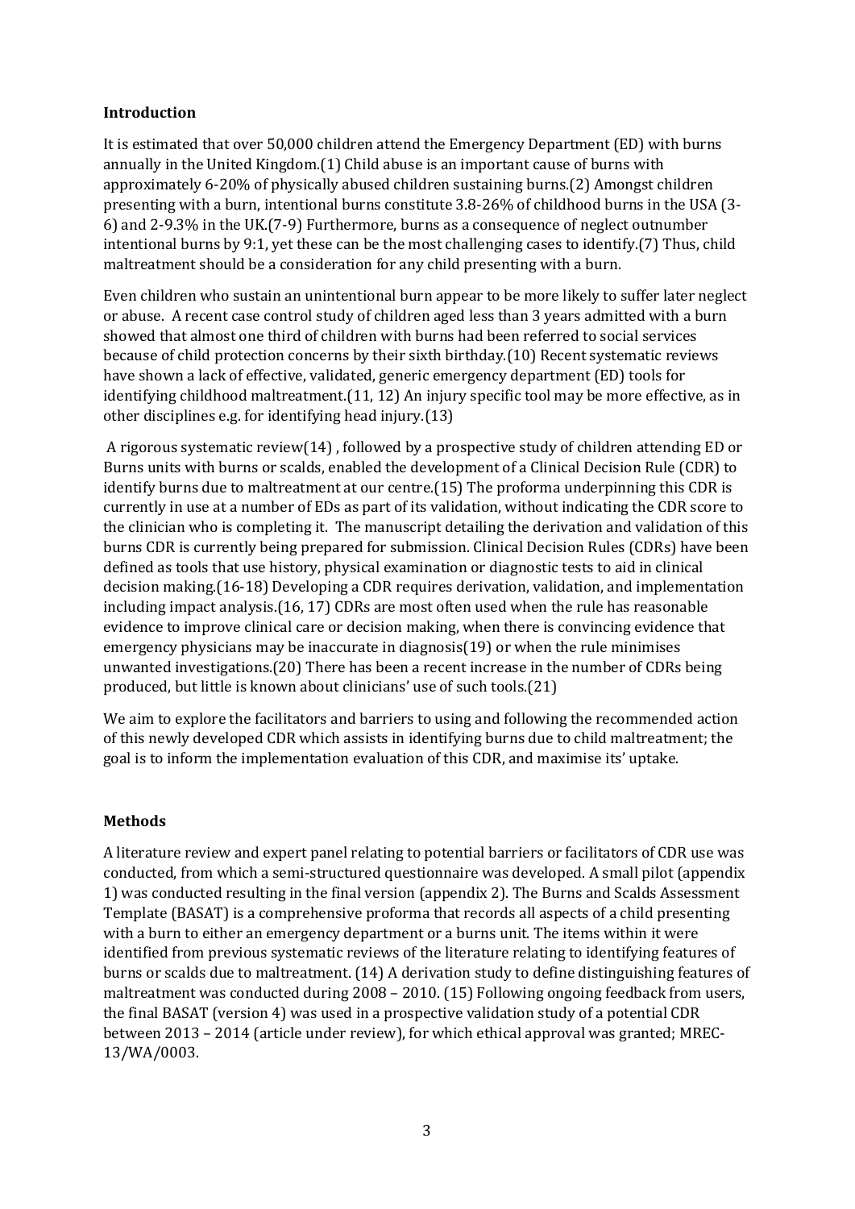**Introduction**

It is estimated that over 50,000 children attend the Emergency Department (ED) with burns annually in the United Kingdom.(1) Child abuse is an important cause of burns with approximately 6-20% of physically abused children sustaining burns.(2) Amongst children presenting with a burn, intentional burns constitute 3.8-26% of childhood burns in the USA (3-6) and 2-9.3% in the UK.(7-9) Furthermore, burns as a consequence of neglect outnumber intentional burns by 9:1, yet these can be the most challenging cases to identify.(7) Thus, child maltreatment should be a consideration for any child presenting with a burn.

Even children who sustain an unintentional burn appear to be more likely to suffer later neglect or abuse. A recent case control study of children aged less than 3 years admitted with a burn showed that almost one third of children with burns had been referred to social services because of child protection concerns by their sixth birthday.(10) Recent systematic reviews have shown a lack of effective, validated, generic emergency department (ED) tools for identifying childhood maltreatment.(11, 12) An injury specific tool may be more effective, as in other disciplines e.g. for identifying head injury.(13)

A rigorous systematic review(14) , followed by a prospective study of children attending ED or Burns units with burns or scalds, enabled the development of a Clinical Decision Rule (CDR) to identify burns due to maltreatment at our centre.(15) The proforma underpinning this CDR is currently in use at a number of EDs as part of its validation, without indicating the CDR score to the clinician who is completing it. The manuscript detailing the derivation and validation of this burns CDR is currently being prepared for submission. Clinical Decision Rules (CDRs) have been defined as tools that use history, physical examination or diagnostic tests to aid in clinical decision making.(16-18) Developing a CDR requires derivation, validation, and implementation including impact analysis.(16, 17) CDRs are most often used when the rule has reasonable evidence to improve clinical care or decision making, when there is convincing evidence that emergency physicians may be inaccurate in diagnosis(19) or when the rule minimises unwanted investigations.(20) There has been a recent increase in the number of CDRs being produced, but little is known about clinicians' use of such tools.(21)

We aim to explore the facilitators and barriers to using and following the recommended action of this newly developed CDR which assists in identifying burns due to child maltreatment; the goal is to inform the implementation evaluation of this CDR, and maximise its' uptake.

**Methods**

A literature review and expert panel relating to potential barriers or facilitators of CDR use was conducted, from which a semi-structured questionnaire was developed. A small pilot (appendix 1) was conducted resulting in the final version (appendix 2). The Burns and Scalds Assessment Template (BASAT) is a comprehensive proforma that records all aspects of a child presenting with a burn to either an emergency department or a burns unit. The items within it were identified from previous systematic reviews of the literature relating to identifying features of burns or scalds due to maltreatment. (14) A derivation study to define distinguishing features of maltreatment was conducted during 2008 – 2010. (15) Following ongoing feedback from users, the final BASAT (version 4) was used in a prospective validation study of a potential CDR between 2013 – 2014 (article under review), for which ethical approval was granted; MREC-13/WA/0003.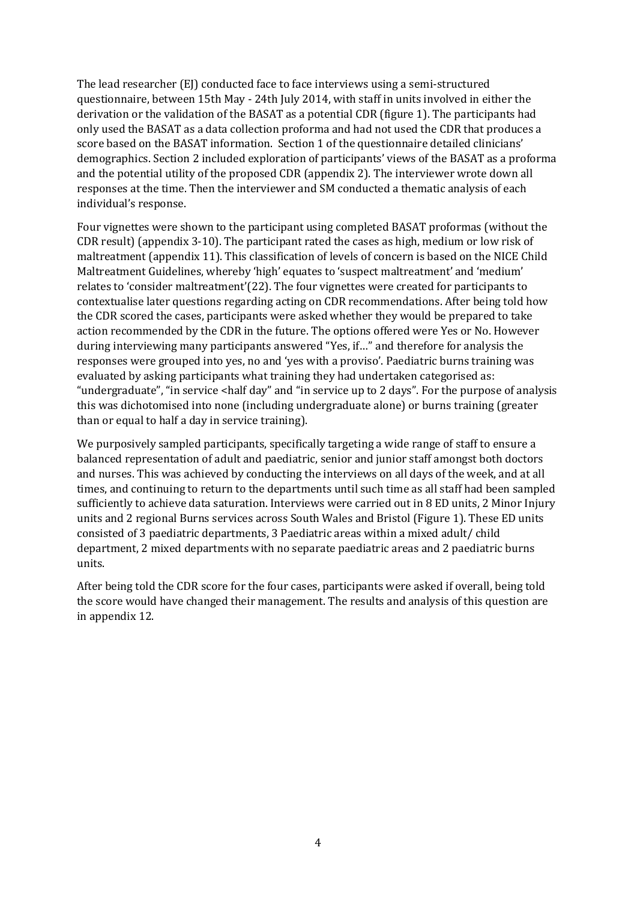The lead researcher (EJ) conducted face to face interviews using a semi-structured questionnaire, between 15th May - 24th July 2014, with staff in units involved in either the derivation or the validation of the BASAT as a potential CDR (figure 1). The participants had only used the BASAT as a data collection proforma and had not used the CDR that produces a score based on the BASAT information. Section 1 of the questionnaire detailed clinicians' demographics. Section 2 included exploration of participants' views of the BASAT as a proforma and the potential utility of the proposed CDR (appendix 2). The interviewer wrote down all responses at the time. Then the interviewer and SM conducted a thematic analysis of each individual's response.

Four vignettes were shown to the participant using completed BASAT proformas (without the CDR result) (appendix 3-10). The participant rated the cases as high, medium or low risk of maltreatment (appendix 11). This classification of levels of concern is based on the NICE Child Maltreatment Guidelines, whereby 'high' equates to 'suspect maltreatment' and 'medium' relates to 'consider maltreatment'(22). The four vignettes were created for participants to contextualise later questions regarding acting on CDR recommendations. After being told how the CDR scored the cases, participants were asked whether they would be prepared to take action recommended by the CDR in the future. The options offered were Yes or No. However during interviewing many participants answered "Yes, if…" and therefore for analysis the responses were grouped into yes, no and 'yes with a proviso'. Paediatric burns training was evaluated by asking participants what training they had undertaken categorised as: "undergraduate", "in service <half day" and "in service up to 2 days". For the purpose of analysis this was dichotomised into none (including undergraduate alone) or burns training (greater than or equal to half a day in service training).

We purposively sampled participants, specifically targeting a wide range of staff to ensure a balanced representation of adult and paediatric, senior and junior staff amongst both doctors and nurses. This was achieved by conducting the interviews on all days of the week, and at all times, and continuing to return to the departments until such time as all staff had been sampled sufficiently to achieve data saturation. Interviews were carried out in 8 ED units, 2 Minor Injury units and 2 regional Burns services across South Wales and Bristol (Figure 1). These ED units consisted of 3 paediatric departments, 3 Paediatric areas within a mixed adult/ child department, 2 mixed departments with no separate paediatric areas and 2 paediatric burns units.

After being told the CDR score for the four cases, participants were asked if overall, being told the score would have changed their management. The results and analysis of this question are in appendix 12.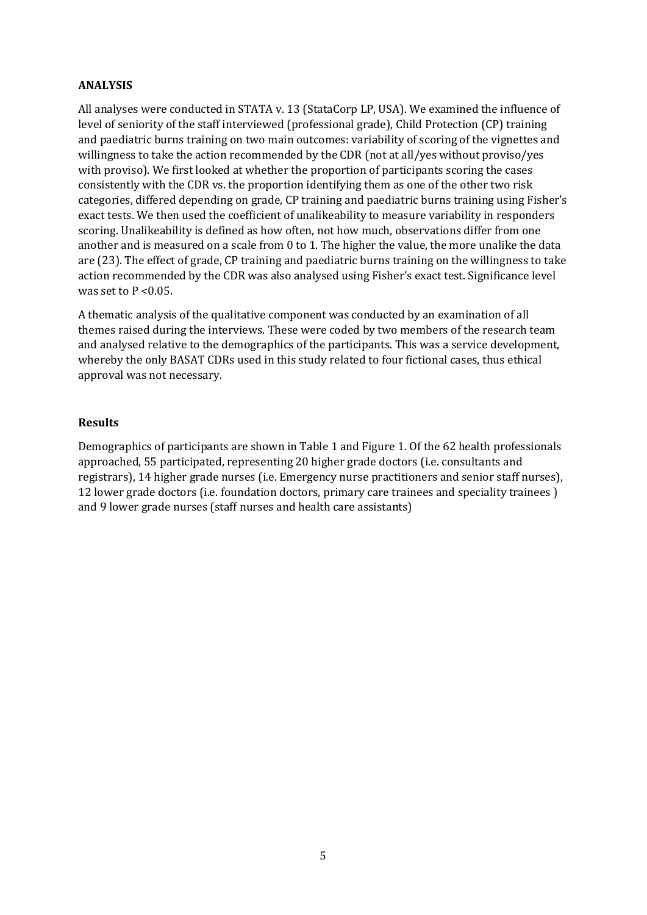**ANALYSIS**

All analyses were conducted in STATA v. 13 (StataCorp LP, USA). We examined the influence of level of seniority of the staff interviewed (professional grade), Child Protection (CP) training and paediatric burns training on two main outcomes: variability of scoring of the vignettes and willingness to take the action recommended by the CDR (not at all/yes without proviso/yes with proviso). We first looked at whether the proportion of participants scoring the cases consistently with the CDR vs. the proportion identifying them as one of the other two risk categories, differed depending on grade, CP training and paediatric burns training using Fisher's exact tests. We then used the coefficient of unalikeability to measure variability in responders scoring. Unalikeability is defined as how often, not how much, observations differ from one another and is measured on a scale from 0 to 1. The higher the value, the more unalike the data are (23). The effect of grade, CP training and paediatric burns training on the willingness to take action recommended by the CDR was also analysed using Fisher's exact test. Significance level was set to $P < 0.05$.

A thematic analysis of the qualitative component was conducted by an examination of all themes raised during the interviews. These were coded by two members of the research team and analysed relative to the demographics of the participants. This was a service development, whereby the only BASAT CDRs used in this study related to four fictional cases, thus ethical approval was not necessary.

**Results**

Demographics of participants are shown in Table 1 and Figure 1. Of the 62 health professionals approached, 55 participated, representing 20 higher grade doctors (i.e. consultants and registrars), 14 higher grade nurses (i.e. Emergency nurse practitioners and senior staff nurses), 12 lower grade doctors (i.e. foundation doctors, primary care trainees and speciality trainees ) and 9 lower grade nurses (staff nurses and health care assistants)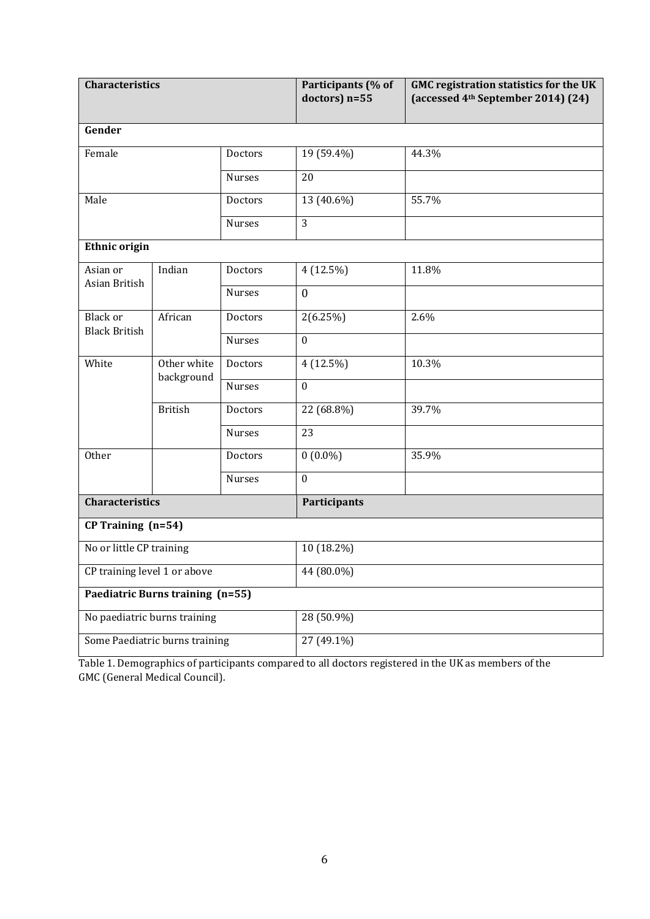| Characteristics | | | Participants (% of doctors) n=55 | GMC registration statistics for the UK (accessed 4th September 2014) (24) |
|---|---|---|---|---|
| **Gender** | | | | |
| Female | | Doctors | 19 (59.4%) | 44.3% |
| | | Nurses | 20 | |
| Male | | Doctors | 13 (40.6%) | 55.7% |
| | | Nurses | 3 | |
| **Ethnic origin** | | | | |
| Asian or Asian British | Indian | Doctors | 4 (12.5%) | 11.8% |
| | | Nurses | 0 | |
| Black or Black British | African | Doctors | 2(6.25%) | 2.6% |
| | | Nurses | 0 | |
| White | Other white background | Doctors | 4 (12.5%) | 10.3% |
| | | Nurses | 0 | |
| | British | Doctors | 22 (68.8%) | 39.7% |
| | | Nurses | 23 | |
| Other | | Doctors | 0 (0.0%) | 35.9% |
| | | Nurses | 0 | |
| **Characteristics** | | | **Participants** | |
| **CP Training (n=54)** | | | | |
| No or little CP training | | | 10 (18.2%) | |
| CP training level 1 or above | | | 44 (80.0%) | |
| **Paediatric Burns training (n=55)** | | | | |
| No paediatric burns training | | | 28 (50.9%) | |
| Some Paediatric burns training | | | 27 (49.1%) | |

Table 1. Demographics of participants compared to all doctors registered in the UK as members of the GMC (General Medical Council).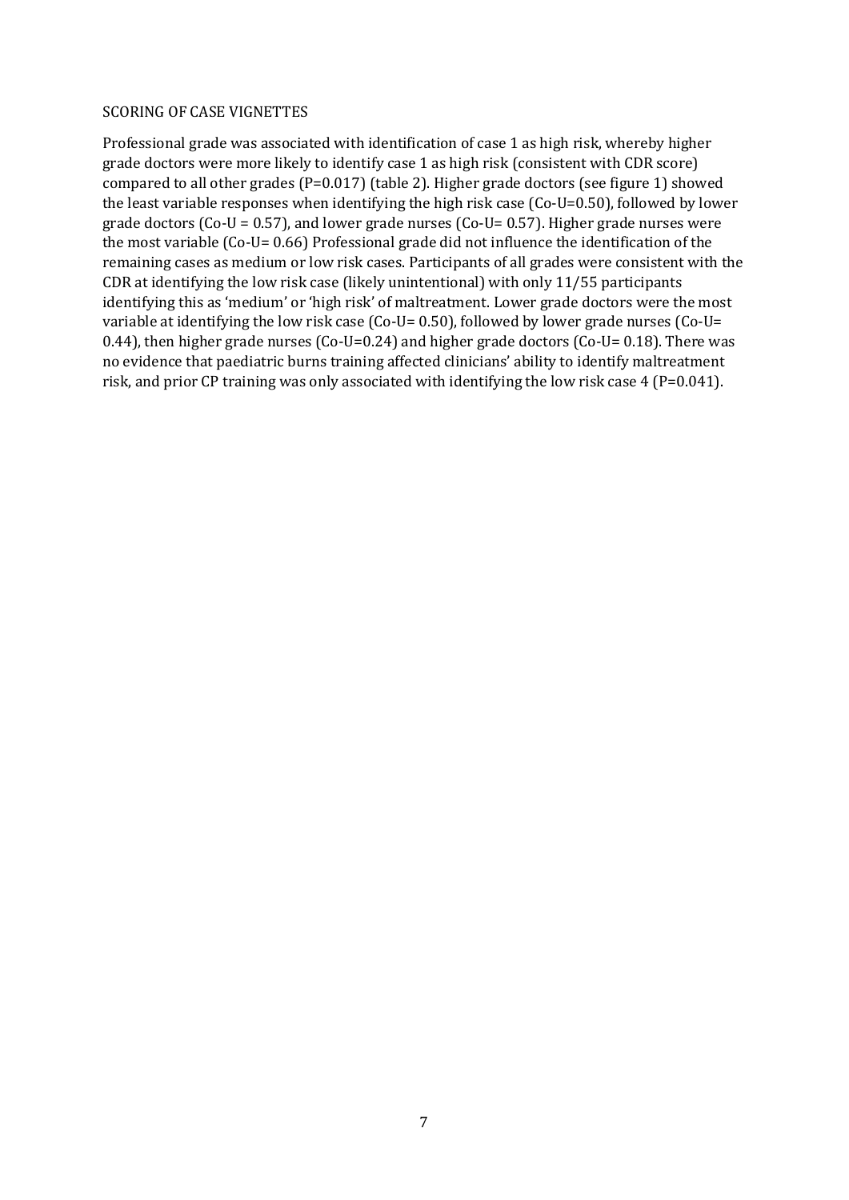SCORING OF CASE VIGNETTES

Professional grade was associated with identification of case 1 as high risk, whereby higher grade doctors were more likely to identify case 1 as high risk (consistent with CDR score) compared to all other grades (P=0.017) (table 2). Higher grade doctors (see figure 1) showed the least variable responses when identifying the high risk case (Co-U=0.50), followed by lower grade doctors (Co-U = 0.57), and lower grade nurses (Co-U= 0.57). Higher grade nurses were the most variable (Co-U= 0.66) Professional grade did not influence the identification of the remaining cases as medium or low risk cases. Participants of all grades were consistent with the CDR at identifying the low risk case (likely unintentional) with only 11/55 participants identifying this as 'medium' or 'high risk' of maltreatment. Lower grade doctors were the most variable at identifying the low risk case (Co-U= 0.50), followed by lower grade nurses (Co-U= 0.44), then higher grade nurses (Co-U=0.24) and higher grade doctors (Co-U= 0.18). There was no evidence that paediatric burns training affected clinicians' ability to identify maltreatment risk, and prior CP training was only associated with identifying the low risk case 4 (P=0.041).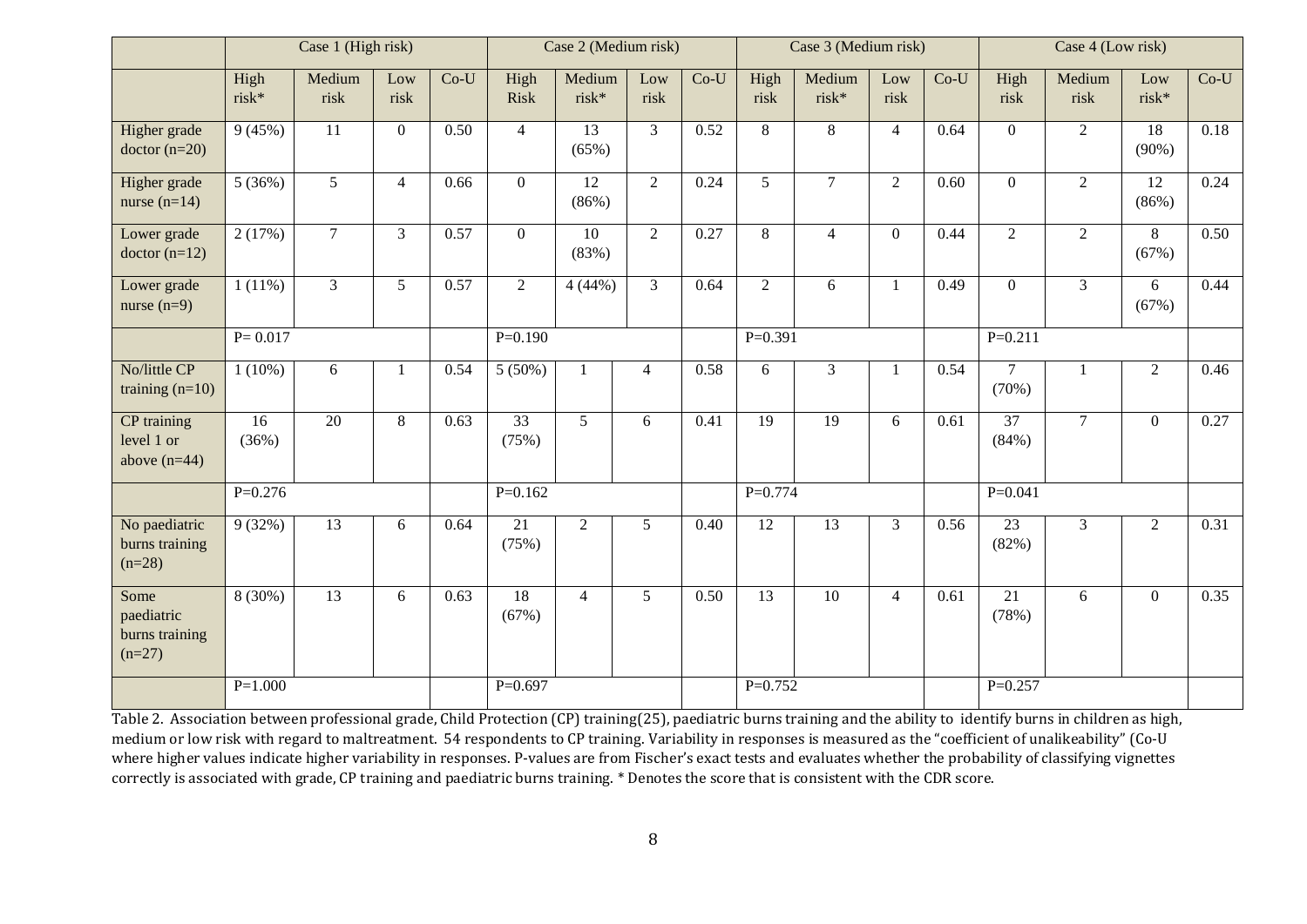| | Case 1 (High risk) | | | | Case 2 (Medium risk) | | | | Case 3 (Medium risk) | | | | Case 4 (Low risk) | | | |
|---|---|---|---|---|---|---|---|---|---|---|---|---|---|---|---|---|
| | High risk* | Medium risk | Low risk | Co-U | High Risk | Medium risk* | Low risk | Co-U | High risk | Medium risk* | Low risk | Co-U | High risk | Medium risk | Low risk* | Co-U |
| Higher grade doctor (n=20) | 9 (45%) | 11 | 0 | 0.50 | 4 | 13 (65%) | 3 | 0.52 | 8 | 8 | 4 | 0.64 | 0 | 2 | 18 (90%) | 0.18 |
| Higher grade nurse (n=14) | 5 (36%) | 5 | 4 | 0.66 | 0 | 12 (86%) | 2 | 0.24 | 5 | 7 | 2 | 0.60 | 0 | 2 | 12 (86%) | 0.24 |
| Lower grade doctor (n=12) | 2 (17%) | 7 | 3 | 0.57 | 0 | 10 (83%) | 2 | 0.27 | 8 | 4 | 0 | 0.44 | 2 | 2 | 8 (67%) | 0.50 |
| Lower grade nurse (n=9) | 1 (11%) | 3 | 5 | 0.57 | 2 | 4 (44%) | 3 | 0.64 | 2 | 6 | 1 | 0.49 | 0 | 3 | 6 (67%) | 0.44 |
| | P= 0.017 | | | | P=0.190 | | | | P=0.391 | | | | P=0.211 | | | |
| No/little CP training (n=10) | 1 (10%) | 6 | 1 | 0.54 | 5 (50%) | 1 | 4 | 0.58 | 6 | 3 | 1 | 0.54 | 7 (70%) | 1 | 2 | 0.46 |
| CP training level 1 or above (n=44) | 16 (36%) | 20 | 8 | 0.63 | 33 (75%) | 5 | 6 | 0.41 | 19 | 19 | 6 | 0.61 | 37 (84%) | 7 | 0 | 0.27 |
| | P=0.276 | | | | P=0.162 | | | | P=0.774 | | | | P=0.041 | | | |
| No paediatric burns training (n=28) | 9 (32%) | 13 | 6 | 0.64 | 21 (75%) | 2 | 5 | 0.40 | 12 | 13 | 3 | 0.56 | 23 (82%) | 3 | 2 | 0.31 |
| Some paediatric burns training (n=27) | 8 (30%) | 13 | 6 | 0.63 | 18 (67%) | 4 | 5 | 0.50 | 13 | 10 | 4 | 0.61 | 21 (78%) | 6 | 0 | 0.35 |
| | P=1.000 | | | | P=0.697 | | | | P=0.752 | | | | P=0.257 | | | |

Table 2. Association between professional grade, Child Protection (CP) training(25), paediatric burns training and the ability to identify burns in children as high, medium or low risk with regard to maltreatment. 54 respondents to CP training. Variability in responses is measured as the "coefficient of unalikeability" (Co-U where higher values indicate higher variability in responses. P-values are from Fischer's exact tests and evaluates whether the probability of classifying vignettes correctly is associated with grade, CP training and paediatric burns training. * Denotes the score that is consistent with the CDR score.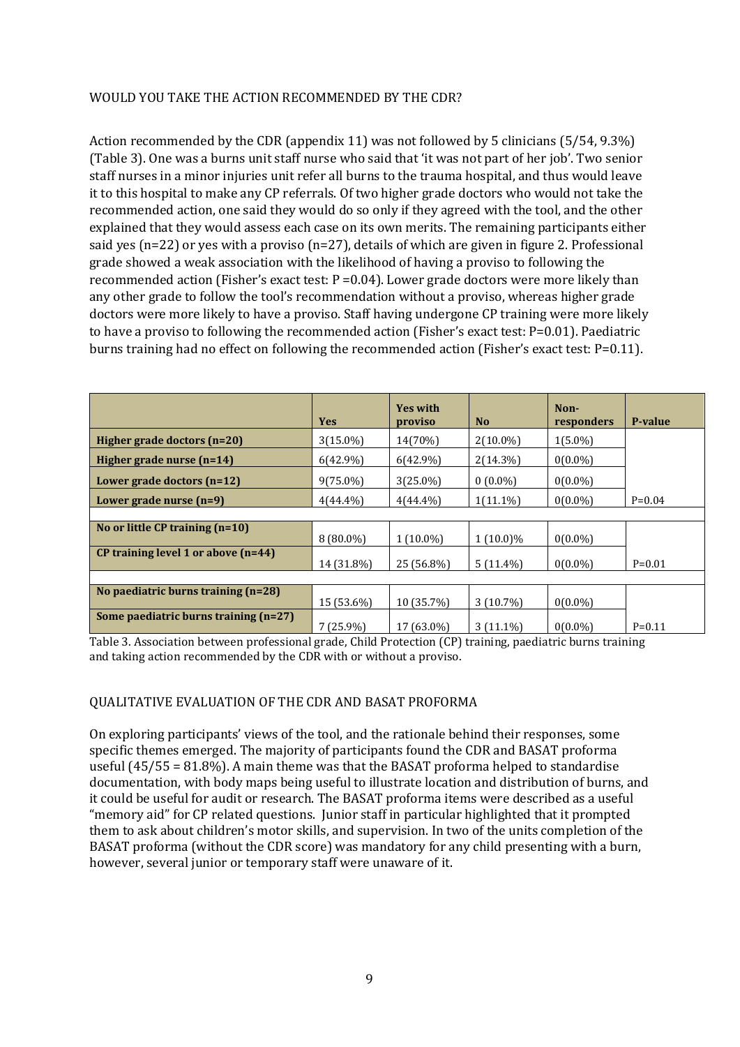WOULD YOU TAKE THE ACTION RECOMMENDED BY THE CDR?

Action recommended by the CDR (appendix 11) was not followed by 5 clinicians (5/54, 9.3%) (Table 3). One was a burns unit staff nurse who said that 'it was not part of her job'. Two senior staff nurses in a minor injuries unit refer all burns to the trauma hospital, and thus would leave it to this hospital to make any CP referrals. Of two higher grade doctors who would not take the recommended action, one said they would do so only if they agreed with the tool, and the other explained that they would assess each case on its own merits. The remaining participants either said yes (n=22) or yes with a proviso (n=27), details of which are given in figure 2. Professional grade showed a weak association with the likelihood of having a proviso to following the recommended action (Fisher's exact test: P =0.04). Lower grade doctors were more likely than any other grade to follow the tool's recommendation without a proviso, whereas higher grade doctors were more likely to have a proviso. Staff having undergone CP training were more likely to have a proviso to following the recommended action (Fisher's exact test: P=0.01). Paediatric burns training had no effect on following the recommended action (Fisher's exact test: P=0.11).

| | Yes | Yes with proviso | No | Non-responders | P-value |
|---|---|---|---|---|---|
| **Higher grade doctors (n=20)** | 3(15.0%) | 14(70%) | 2(10.0%) | 1(5.0%) | |
| **Higher grade nurse (n=14)** | 6(42.9%) | 6(42.9%) | 2(14.3%) | 0(0.0%) | |
| **Lower grade doctors (n=12)** | 9(75.0%) | 3(25.0%) | 0 (0.0%) | 0(0.0%) | |
| **Lower grade nurse (n=9)** | 4(44.4%) | 4(44.4%) | 1(11.1%) | 0(0.0%) | P=0.04 |
| | | | | | |
| **No or little CP training (n=10)** | 8 (80.0%) | 1 (10.0%) | 1 (10.0)% | 0(0.0%) | |
| **CP training level 1 or above (n=44)** | 14 (31.8%) | 25 (56.8%) | 5 (11.4%) | 0(0.0%) | P=0.01 |
| | | | | | |
| **No paediatric burns training (n=28)** | 15 (53.6%) | 10 (35.7%) | 3 (10.7%) | 0(0.0%) | |
| **Some paediatric burns training (n=27)** | 7 (25.9%) | 17 (63.0%) | 3 (11.1%) | 0(0.0%) | P=0.11 |

Table 3. Association between professional grade, Child Protection (CP) training, paediatric burns training and taking action recommended by the CDR with or without a proviso.

QUALITATIVE EVALUATION OF THE CDR AND BASAT PROFORMA

On exploring participants' views of the tool, and the rationale behind their responses, some specific themes emerged. The majority of participants found the CDR and BASAT proforma useful (45/55 = 81.8%). A main theme was that the BASAT proforma helped to standardise documentation, with body maps being useful to illustrate location and distribution of burns, and it could be useful for audit or research. The BASAT proforma items were described as a useful "memory aid" for CP related questions. Junior staff in particular highlighted that it prompted them to ask about children's motor skills, and supervision. In two of the units completion of the BASAT proforma (without the CDR score) was mandatory for any child presenting with a burn, however, several junior or temporary staff were unaware of it.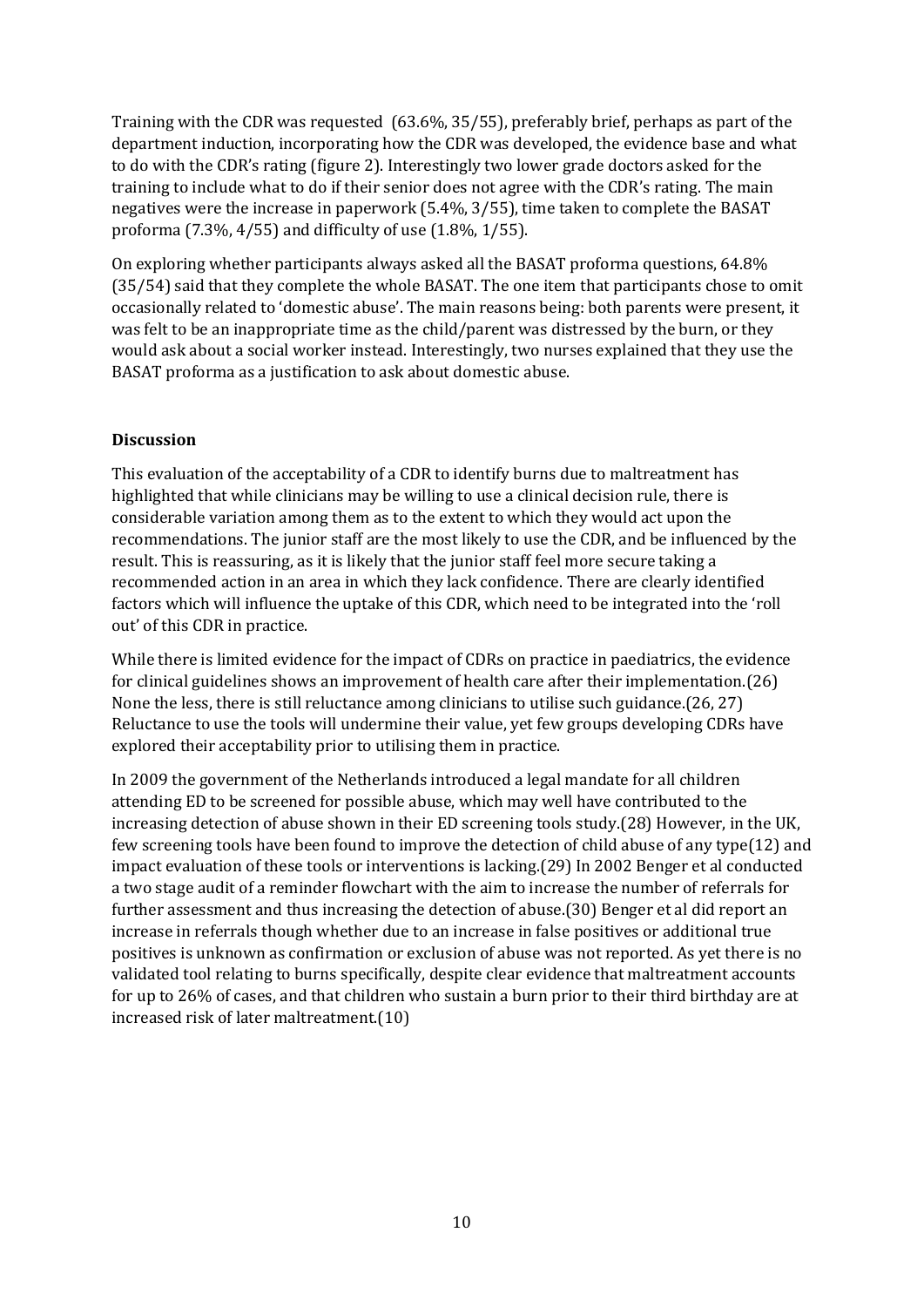Training with the CDR was requested (63.6%, 35/55), preferably brief, perhaps as part of the department induction, incorporating how the CDR was developed, the evidence base and what to do with the CDR's rating (figure 2). Interestingly two lower grade doctors asked for the training to include what to do if their senior does not agree with the CDR's rating. The main negatives were the increase in paperwork (5.4%, 3/55), time taken to complete the BASAT proforma (7.3%, 4/55) and difficulty of use (1.8%, 1/55).

On exploring whether participants always asked all the BASAT proforma questions, 64.8% (35/54) said that they complete the whole BASAT. The one item that participants chose to omit occasionally related to 'domestic abuse'. The main reasons being: both parents were present, it was felt to be an inappropriate time as the child/parent was distressed by the burn, or they would ask about a social worker instead. Interestingly, two nurses explained that they use the BASAT proforma as a justification to ask about domestic abuse.

**Discussion**

This evaluation of the acceptability of a CDR to identify burns due to maltreatment has highlighted that while clinicians may be willing to use a clinical decision rule, there is considerable variation among them as to the extent to which they would act upon the recommendations. The junior staff are the most likely to use the CDR, and be influenced by the result. This is reassuring, as it is likely that the junior staff feel more secure taking a recommended action in an area in which they lack confidence. There are clearly identified factors which will influence the uptake of this CDR, which need to be integrated into the 'roll out' of this CDR in practice.

While there is limited evidence for the impact of CDRs on practice in paediatrics, the evidence for clinical guidelines shows an improvement of health care after their implementation.(26) None the less, there is still reluctance among clinicians to utilise such guidance.(26, 27) Reluctance to use the tools will undermine their value, yet few groups developing CDRs have explored their acceptability prior to utilising them in practice.

In 2009 the government of the Netherlands introduced a legal mandate for all children attending ED to be screened for possible abuse, which may well have contributed to the increasing detection of abuse shown in their ED screening tools study.(28) However, in the UK, few screening tools have been found to improve the detection of child abuse of any type(12) and impact evaluation of these tools or interventions is lacking.(29) In 2002 Benger et al conducted a two stage audit of a reminder flowchart with the aim to increase the number of referrals for further assessment and thus increasing the detection of abuse.(30) Benger et al did report an increase in referrals though whether due to an increase in false positives or additional true positives is unknown as confirmation or exclusion of abuse was not reported. As yet there is no validated tool relating to burns specifically, despite clear evidence that maltreatment accounts for up to 26% of cases, and that children who sustain a burn prior to their third birthday are at increased risk of later maltreatment.(10)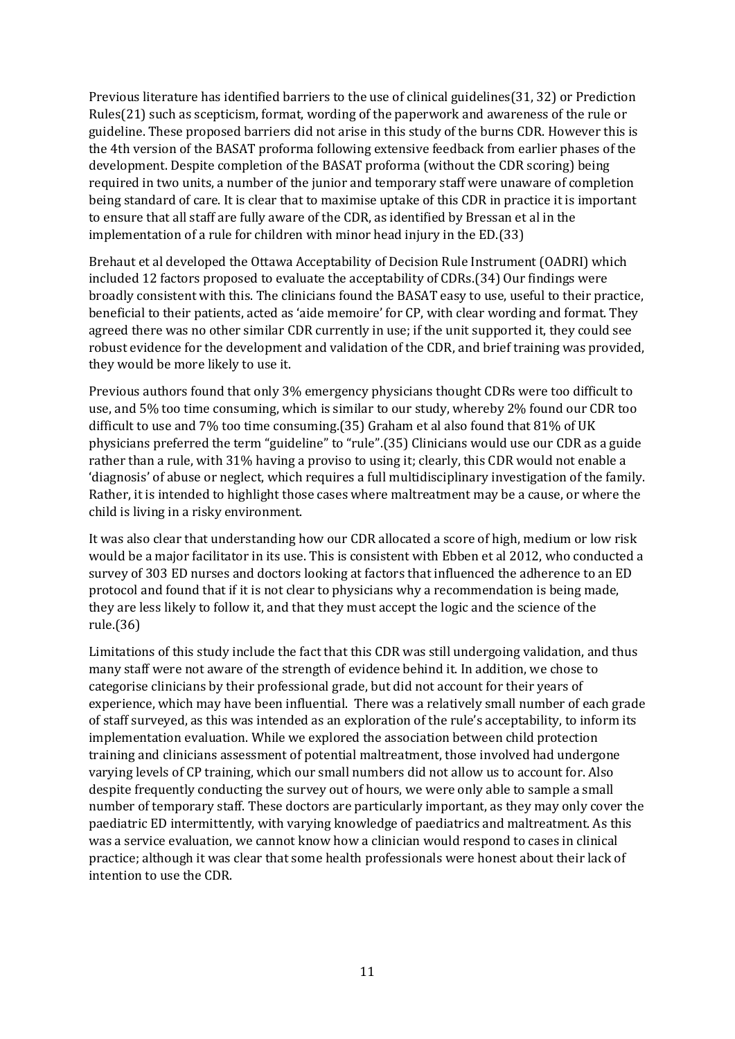Previous literature has identified barriers to the use of clinical guidelines(31, 32) or Prediction Rules(21) such as scepticism, format, wording of the paperwork and awareness of the rule or guideline. These proposed barriers did not arise in this study of the burns CDR. However this is the 4th version of the BASAT proforma following extensive feedback from earlier phases of the development. Despite completion of the BASAT proforma (without the CDR scoring) being required in two units, a number of the junior and temporary staff were unaware of completion being standard of care. It is clear that to maximise uptake of this CDR in practice it is important to ensure that all staff are fully aware of the CDR, as identified by Bressan et al in the implementation of a rule for children with minor head injury in the ED.(33)

Brehaut et al developed the Ottawa Acceptability of Decision Rule Instrument (OADRI) which included 12 factors proposed to evaluate the acceptability of CDRs.(34) Our findings were broadly consistent with this. The clinicians found the BASAT easy to use, useful to their practice, beneficial to their patients, acted as 'aide memoire' for CP, with clear wording and format. They agreed there was no other similar CDR currently in use; if the unit supported it, they could see robust evidence for the development and validation of the CDR, and brief training was provided, they would be more likely to use it.

Previous authors found that only 3% emergency physicians thought CDRs were too difficult to use, and 5% too time consuming, which is similar to our study, whereby 2% found our CDR too difficult to use and 7% too time consuming.(35) Graham et al also found that 81% of UK physicians preferred the term "guideline" to "rule".(35) Clinicians would use our CDR as a guide rather than a rule, with 31% having a proviso to using it; clearly, this CDR would not enable a 'diagnosis' of abuse or neglect, which requires a full multidisciplinary investigation of the family. Rather, it is intended to highlight those cases where maltreatment may be a cause, or where the child is living in a risky environment.

It was also clear that understanding how our CDR allocated a score of high, medium or low risk would be a major facilitator in its use. This is consistent with Ebben et al 2012, who conducted a survey of 303 ED nurses and doctors looking at factors that influenced the adherence to an ED protocol and found that if it is not clear to physicians why a recommendation is being made, they are less likely to follow it, and that they must accept the logic and the science of the rule.(36)

Limitations of this study include the fact that this CDR was still undergoing validation, and thus many staff were not aware of the strength of evidence behind it. In addition, we chose to categorise clinicians by their professional grade, but did not account for their years of experience, which may have been influential. There was a relatively small number of each grade of staff surveyed, as this was intended as an exploration of the rule's acceptability, to inform its implementation evaluation. While we explored the association between child protection training and clinicians assessment of potential maltreatment, those involved had undergone varying levels of CP training, which our small numbers did not allow us to account for. Also despite frequently conducting the survey out of hours, we were only able to sample a small number of temporary staff. These doctors are particularly important, as they may only cover the paediatric ED intermittently, with varying knowledge of paediatrics and maltreatment. As this was a service evaluation, we cannot know how a clinician would respond to cases in clinical practice; although it was clear that some health professionals were honest about their lack of intention to use the CDR.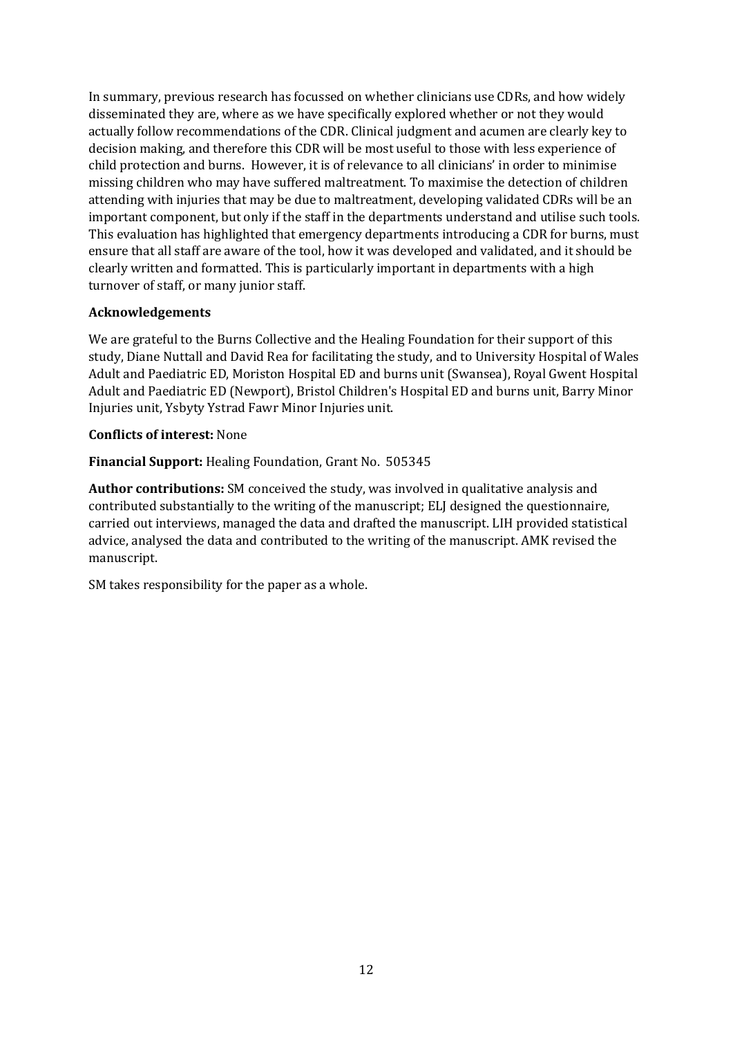In summary, previous research has focussed on whether clinicians use CDRs, and how widely disseminated they are, where as we have specifically explored whether or not they would actually follow recommendations of the CDR. Clinical judgment and acumen are clearly key to decision making, and therefore this CDR will be most useful to those with less experience of child protection and burns. However, it is of relevance to all clinicians' in order to minimise missing children who may have suffered maltreatment. To maximise the detection of children attending with injuries that may be due to maltreatment, developing validated CDRs will be an important component, but only if the staff in the departments understand and utilise such tools. This evaluation has highlighted that emergency departments introducing a CDR for burns, must ensure that all staff are aware of the tool, how it was developed and validated, and it should be clearly written and formatted. This is particularly important in departments with a high turnover of staff, or many junior staff.

**Acknowledgements**

We are grateful to the Burns Collective and the Healing Foundation for their support of this study, Diane Nuttall and David Rea for facilitating the study, and to University Hospital of Wales Adult and Paediatric ED, Moriston Hospital ED and burns unit (Swansea), Royal Gwent Hospital Adult and Paediatric ED (Newport), Bristol Children's Hospital ED and burns unit, Barry Minor Injuries unit, Ysbyty Ystrad Fawr Minor Injuries unit.

**Conflicts of interest:** None

**Financial Support:** Healing Foundation, Grant No. 505345

**Author contributions:** SM conceived the study, was involved in qualitative analysis and contributed substantially to the writing of the manuscript; ELJ designed the questionnaire, carried out interviews, managed the data and drafted the manuscript. LIH provided statistical advice, analysed the data and contributed to the writing of the manuscript. AMK revised the manuscript.

SM takes responsibility for the paper as a whole.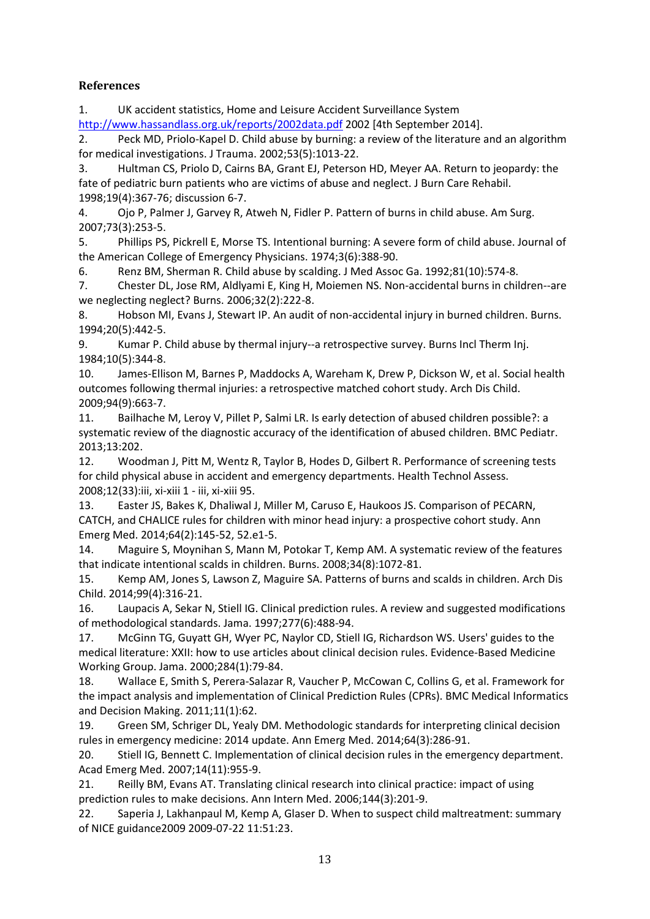## References

1. UK accident statistics, Home and Leisure Accident Surveillance System http://www.hassandlass.org.uk/reports/2002data.pdf 2002 [4th September 2014].
2. Peck MD, Priolo-Kapel D. Child abuse by burning: a review of the literature and an algorithm for medical investigations. J Trauma. 2002;53(5):1013-22.
3. Hultman CS, Priolo D, Cairns BA, Grant EJ, Peterson HD, Meyer AA. Return to jeopardy: the fate of pediatric burn patients who are victims of abuse and neglect. J Burn Care Rehabil. 1998;19(4):367-76; discussion 6-7.
4. Ojo P, Palmer J, Garvey R, Atweh N, Fidler P. Pattern of burns in child abuse. Am Surg. 2007;73(3):253-5.
5. Phillips PS, Pickrell E, Morse TS. Intentional burning: A severe form of child abuse. Journal of the American College of Emergency Physicians. 1974;3(6):388-90.
6. Renz BM, Sherman R. Child abuse by scalding. J Med Assoc Ga. 1992;81(10):574-8.
7. Chester DL, Jose RM, Aldlyami E, King H, Moiemen NS. Non-accidental burns in children--are we neglecting neglect? Burns. 2006;32(2):222-8.
8. Hobson MI, Evans J, Stewart IP. An audit of non-accidental injury in burned children. Burns. 1994;20(5):442-5.
9. Kumar P. Child abuse by thermal injury--a retrospective survey. Burns Incl Therm Inj. 1984;10(5):344-8.
10. James-Ellison M, Barnes P, Maddocks A, Wareham K, Drew P, Dickson W, et al. Social health outcomes following thermal injuries: a retrospective matched cohort study. Arch Dis Child. 2009;94(9):663-7.
11. Bailhache M, Leroy V, Pillet P, Salmi LR. Is early detection of abused children possible?: a systematic review of the diagnostic accuracy of the identification of abused children. BMC Pediatr. 2013;13:202.
12. Woodman J, Pitt M, Wentz R, Taylor B, Hodes D, Gilbert R. Performance of screening tests for child physical abuse in accident and emergency departments. Health Technol Assess. 2008;12(33):iii, xi-xiii 1 - iii, xi-xiii 95.
13. Easter JS, Bakes K, Dhaliwal J, Miller M, Caruso E, Haukoos JS. Comparison of PECARN, CATCH, and CHALICE rules for children with minor head injury: a prospective cohort study. Ann Emerg Med. 2014;64(2):145-52, 52.e1-5.
14. Maguire S, Moynihan S, Mann M, Potokar T, Kemp AM. A systematic review of the features that indicate intentional scalds in children. Burns. 2008;34(8):1072-81.
15. Kemp AM, Jones S, Lawson Z, Maguire SA. Patterns of burns and scalds in children. Arch Dis Child. 2014;99(4):316-21.
16. Laupacis A, Sekar N, Stiell IG. Clinical prediction rules. A review and suggested modifications of methodological standards. Jama. 1997;277(6):488-94.
17. McGinn TG, Guyatt GH, Wyer PC, Naylor CD, Stiell IG, Richardson WS. Users' guides to the medical literature: XXII: how to use articles about clinical decision rules. Evidence-Based Medicine Working Group. Jama. 2000;284(1):79-84.
18. Wallace E, Smith S, Perera-Salazar R, Vaucher P, McCowan C, Collins G, et al. Framework for the impact analysis and implementation of Clinical Prediction Rules (CPRs). BMC Medical Informatics and Decision Making. 2011;11(1):62.
19. Green SM, Schriger DL, Yealy DM. Methodologic standards for interpreting clinical decision rules in emergency medicine: 2014 update. Ann Emerg Med. 2014;64(3):286-91.
20. Stiell IG, Bennett C. Implementation of clinical decision rules in the emergency department. Acad Emerg Med. 2007;14(11):955-9.
21. Reilly BM, Evans AT. Translating clinical research into clinical practice: impact of using prediction rules to make decisions. Ann Intern Med. 2006;144(3):201-9.
22. Saperia J, Lakhanpaul M, Kemp A, Glaser D. When to suspect child maltreatment: summary of NICE guidance2009 2009-07-22 11:51:23.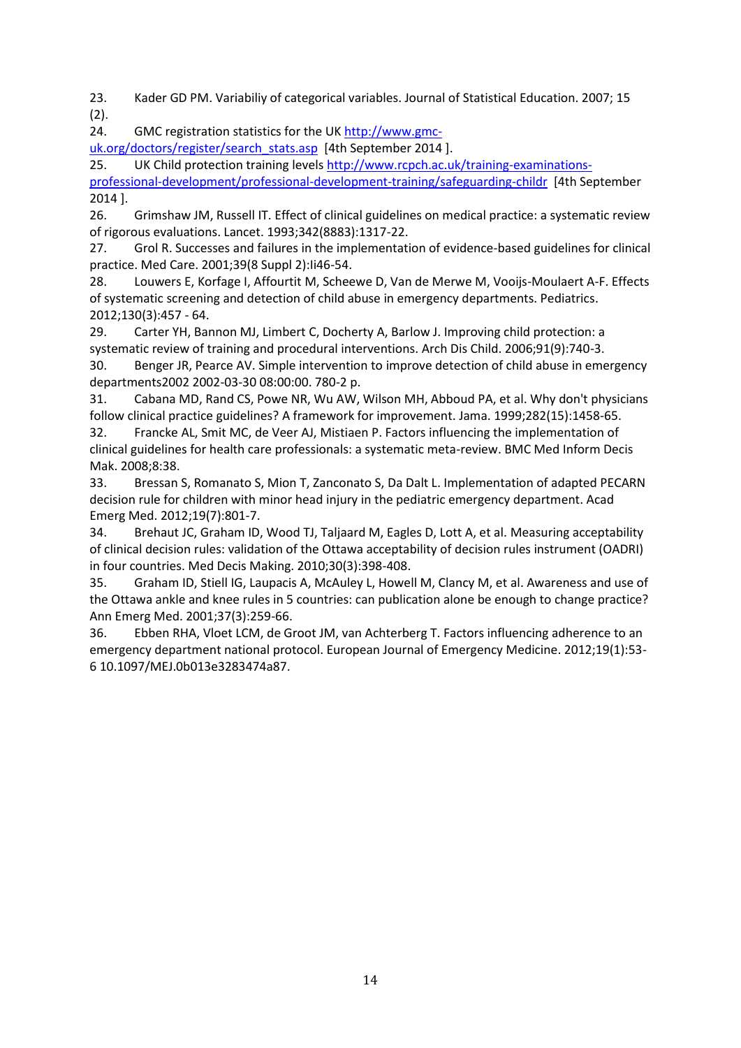23. Kader GD PM. Variabiliy of categorical variables. Journal of Statistical Education. 2007; 15 (2).

24. GMC registration statistics for the UK http://www.gmc-uk.org/doctors/register/search_stats.asp [4th September 2014 ].

25. UK Child protection training levels http://www.rcpch.ac.uk/training-examinations-professional-development/professional-development-training/safeguarding-childr [4th September 2014 ].

26. Grimshaw JM, Russell IT. Effect of clinical guidelines on medical practice: a systematic review of rigorous evaluations. Lancet. 1993;342(8883):1317-22.

27. Grol R. Successes and failures in the implementation of evidence-based guidelines for clinical practice. Med Care. 2001;39(8 Suppl 2):Ii46-54.

28. Louwers E, Korfage I, Affourtit M, Scheewe D, Van de Merwe M, Vooijs-Moulaert A-F. Effects of systematic screening and detection of child abuse in emergency departments. Pediatrics. 2012;130(3):457 - 64.

29. Carter YH, Bannon MJ, Limbert C, Docherty A, Barlow J. Improving child protection: a systematic review of training and procedural interventions. Arch Dis Child. 2006;91(9):740-3.

30. Benger JR, Pearce AV. Simple intervention to improve detection of child abuse in emergency departments2002 2002-03-30 08:00:00. 780-2 p.

31. Cabana MD, Rand CS, Powe NR, Wu AW, Wilson MH, Abboud PA, et al. Why don't physicians follow clinical practice guidelines? A framework for improvement. Jama. 1999;282(15):1458-65.

32. Francke AL, Smit MC, de Veer AJ, Mistiaen P. Factors influencing the implementation of clinical guidelines for health care professionals: a systematic meta-review. BMC Med Inform Decis Mak. 2008;8:38.

33. Bressan S, Romanato S, Mion T, Zanconato S, Da Dalt L. Implementation of adapted PECARN decision rule for children with minor head injury in the pediatric emergency department. Acad Emerg Med. 2012;19(7):801-7.

34. Brehaut JC, Graham ID, Wood TJ, Taljaard M, Eagles D, Lott A, et al. Measuring acceptability of clinical decision rules: validation of the Ottawa acceptability of decision rules instrument (OADRI) in four countries. Med Decis Making. 2010;30(3):398-408.

35. Graham ID, Stiell IG, Laupacis A, McAuley L, Howell M, Clancy M, et al. Awareness and use of the Ottawa ankle and knee rules in 5 countries: can publication alone be enough to change practice? Ann Emerg Med. 2001;37(3):259-66.

36. Ebben RHA, Vloet LCM, de Groot JM, van Achterberg T. Factors influencing adherence to an emergency department national protocol. European Journal of Emergency Medicine. 2012;19(1):53-6 10.1097/MEJ.0b013e3283474a87.